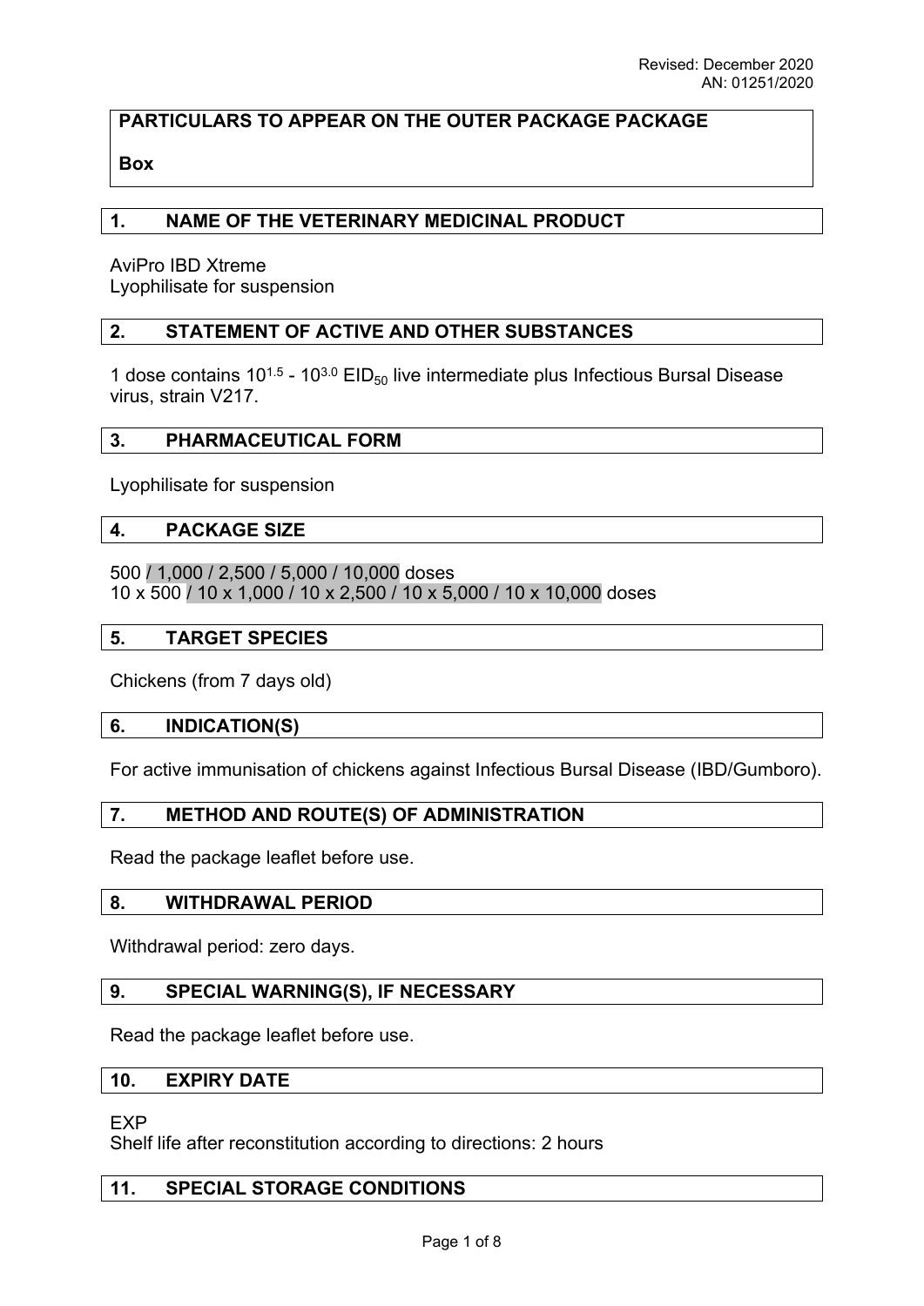Revised: December 2020
AN: 01251/2020

**PARTICULARS TO APPEAR ON THE OUTER PACKAGE PACKAGE**

**Box**

## 1. NAME OF THE VETERINARY MEDICINAL PRODUCT

AviPro IBD Xtreme
Lyophilisate for suspension

## 2. STATEMENT OF ACTIVE AND OTHER SUBSTANCES

1 dose contains $10^{1.5}$ - $10^{3.0}$ $EID_{50}$ live intermediate plus Infectious Bursal Disease virus, strain V217.

## 3. PHARMACEUTICAL FORM

Lyophilisate for suspension

## 4. PACKAGE SIZE

500 / 1,000 / 2,500 / 5,000 / 10,000 doses
10 x 500 / 10 x 1,000 / 10 x 2,500 / 10 x 5,000 / 10 x 10,000 doses

## 5. TARGET SPECIES

Chickens (from 7 days old)

## 6. INDICATION(S)

For active immunisation of chickens against Infectious Bursal Disease (IBD/Gumboro).

## 7. METHOD AND ROUTE(S) OF ADMINISTRATION

Read the package leaflet before use.

## 8. WITHDRAWAL PERIOD

Withdrawal period: zero days.

## 9. SPECIAL WARNING(S), IF NECESSARY

Read the package leaflet before use.

## 10. EXPIRY DATE

EXP
Shelf life after reconstitution according to directions: 2 hours

## 11. SPECIAL STORAGE CONDITIONS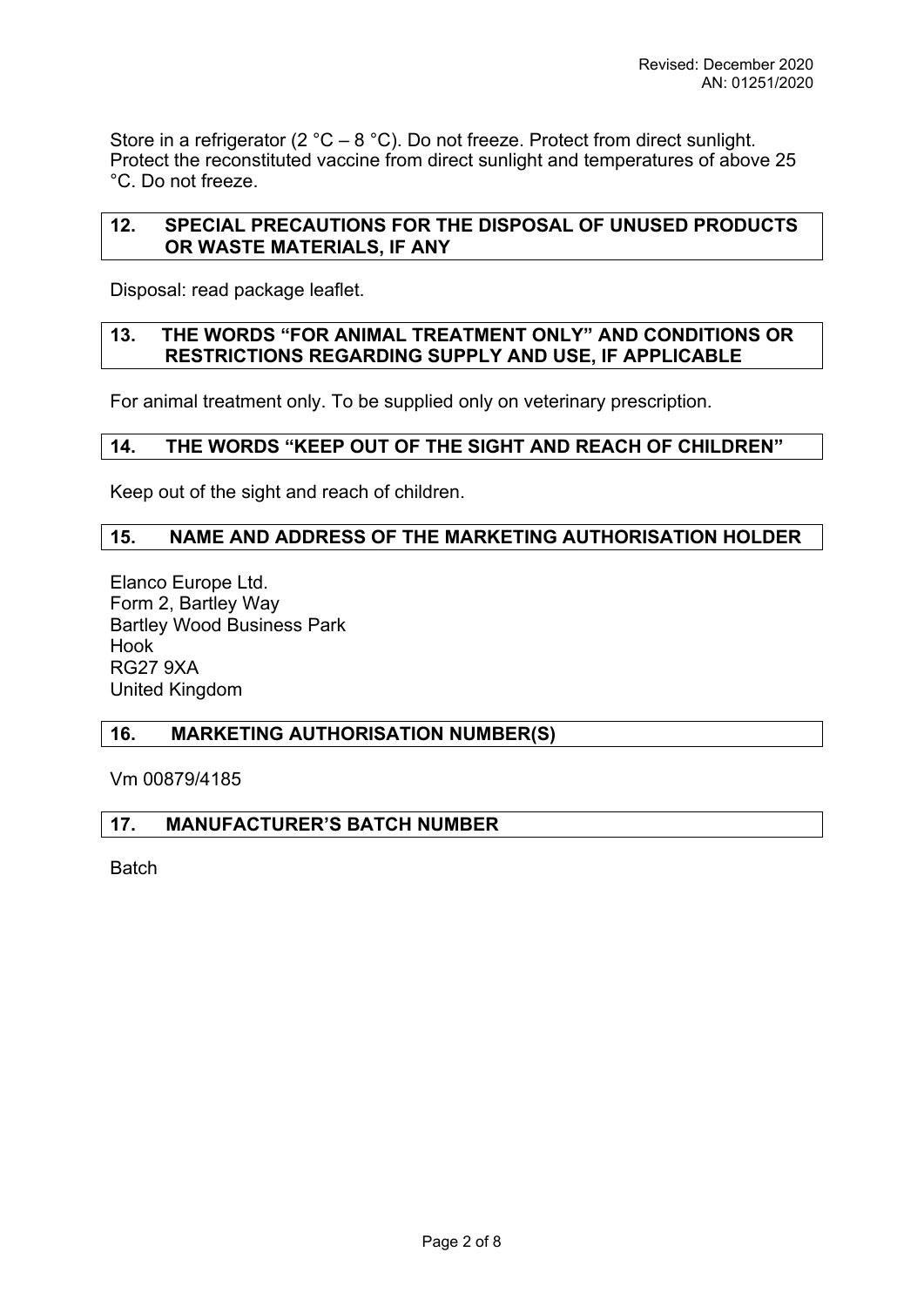Store in a refrigerator (2 °C – 8 °C). Do not freeze. Protect from direct sunlight. Protect the reconstituted vaccine from direct sunlight and temperatures of above 25 °C. Do not freeze.

## 12. SPECIAL PRECAUTIONS FOR THE DISPOSAL OF UNUSED PRODUCTS OR WASTE MATERIALS, IF ANY

Disposal: read package leaflet.

## 13. THE WORDS "FOR ANIMAL TREATMENT ONLY" AND CONDITIONS OR RESTRICTIONS REGARDING SUPPLY AND USE, IF APPLICABLE

For animal treatment only. To be supplied only on veterinary prescription.

## 14. THE WORDS "KEEP OUT OF THE SIGHT AND REACH OF CHILDREN"

Keep out of the sight and reach of children.

## 15. NAME AND ADDRESS OF THE MARKETING AUTHORISATION HOLDER

Elanco Europe Ltd.
Form 2, Bartley Way
Bartley Wood Business Park
Hook
RG27 9XA
United Kingdom

## 16. MARKETING AUTHORISATION NUMBER(S)

Vm 00879/4185

## 17. MANUFACTURER'S BATCH NUMBER

Batch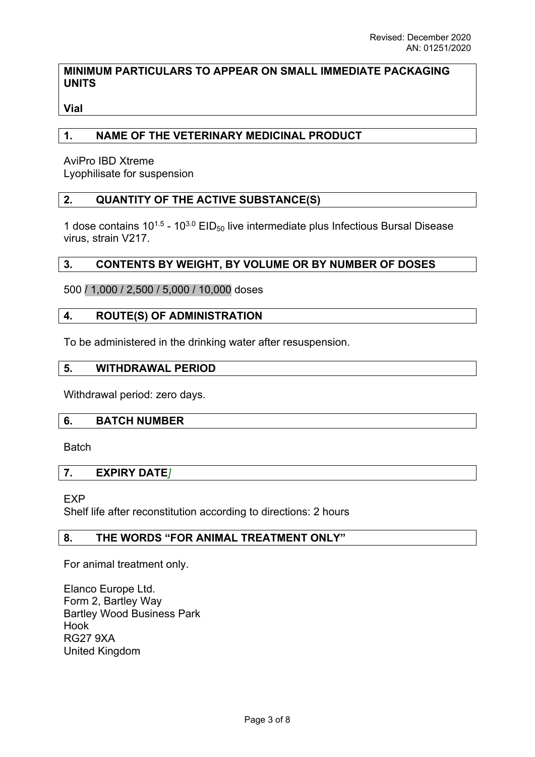Revised: December 2020
AN: 01251/2020

**MINIMUM PARTICULARS TO APPEAR ON SMALL IMMEDIATE PACKAGING UNITS**

**Vial**

## 1. NAME OF THE VETERINARY MEDICINAL PRODUCT

AviPro IBD Xtreme
Lyophilisate for suspension

## 2. QUANTITY OF THE ACTIVE SUBSTANCE(S)

1 dose contains $10^{1.5}$ - $10^{3.0}$ $EID_{50}$ live intermediate plus Infectious Bursal Disease virus, strain V217.

## 3. CONTENTS BY WEIGHT, BY VOLUME OR BY NUMBER OF DOSES

500 / 1,000 / 2,500 / 5,000 / 10,000 doses

## 4. ROUTE(S) OF ADMINISTRATION

To be administered in the drinking water after resuspension.

## 5. WITHDRAWAL PERIOD

Withdrawal period: zero days.

## 6. BATCH NUMBER

Batch

## 7. EXPIRY DATE]

EXP
Shelf life after reconstitution according to directions: 2 hours

## 8. THE WORDS "FOR ANIMAL TREATMENT ONLY"

For animal treatment only.

Elanco Europe Ltd.
Form 2, Bartley Way
Bartley Wood Business Park
Hook
RG27 9XA
United Kingdom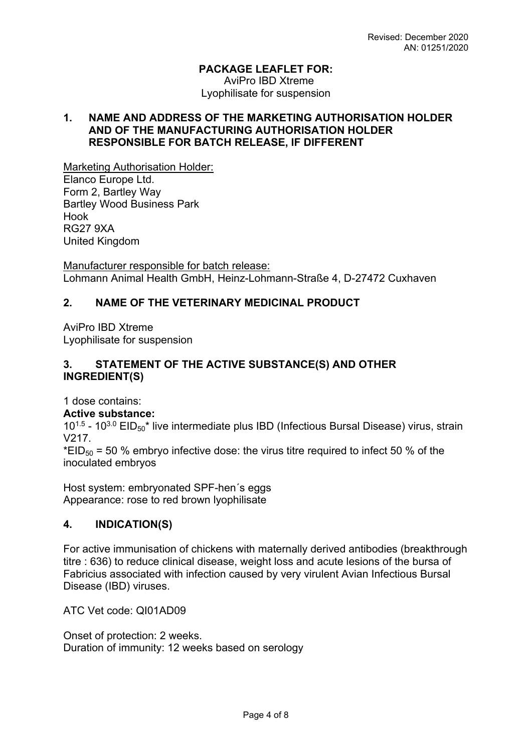Revised: December 2020
AN: 01251/2020

**PACKAGE LEAFLET FOR:**
AviPro IBD Xtreme
Lyophilisate for suspension

## 1. NAME AND ADDRESS OF THE MARKETING AUTHORISATION HOLDER AND OF THE MANUFACTURING AUTHORISATION HOLDER RESPONSIBLE FOR BATCH RELEASE, IF DIFFERENT

Marketing Authorisation Holder:
Elanco Europe Ltd.
Form 2, Bartley Way
Bartley Wood Business Park
Hook
RG27 9XA
United Kingdom

Manufacturer responsible for batch release:
Lohmann Animal Health GmbH, Heinz-Lohmann-Straße 4, D-27472 Cuxhaven

## 2. NAME OF THE VETERINARY MEDICINAL PRODUCT

AviPro IBD Xtreme
Lyophilisate for suspension

## 3. STATEMENT OF THE ACTIVE SUBSTANCE(S) AND OTHER INGREDIENT(S)

1 dose contains:

**Active substance:**

$10^{1.5}$ - $10^{3.0}$ $EID_{50}$* live intermediate plus IBD (Infectious Bursal Disease) virus, strain V217.

*$EID_{50}$ = 50 % embryo infective dose: the virus titre required to infect 50 % of the inoculated embryos

Host system: embryonated SPF-hen´s eggs
Appearance: rose to red brown lyophilisate

## 4. INDICATION(S)

For active immunisation of chickens with maternally derived antibodies (breakthrough titre : 636) to reduce clinical disease, weight loss and acute lesions of the bursa of Fabricius associated with infection caused by very virulent Avian Infectious Bursal Disease (IBD) viruses.

ATC Vet code: QI01AD09

Onset of protection: 2 weeks.
Duration of immunity: 12 weeks based on serology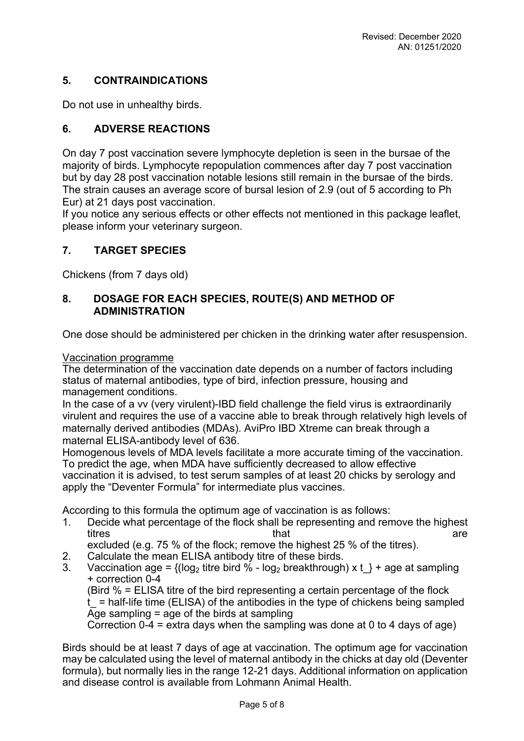## 5. CONTRAINDICATIONS

Do not use in unhealthy birds.

## 6. ADVERSE REACTIONS

On day 7 post vaccination severe lymphocyte depletion is seen in the bursae of the majority of birds. Lymphocyte repopulation commences after day 7 post vaccination but by day 28 post vaccination notable lesions still remain in the bursae of the birds. The strain causes an average score of bursal lesion of 2.9 (out of 5 according to Ph Eur) at 21 days post vaccination.

If you notice any serious effects or other effects not mentioned in this package leaflet, please inform your veterinary surgeon.

## 7. TARGET SPECIES

Chickens (from 7 days old)

## 8. DOSAGE FOR EACH SPECIES, ROUTE(S) AND METHOD OF ADMINISTRATION

One dose should be administered per chicken in the drinking water after resuspension.

Vaccination programme

The determination of the vaccination date depends on a number of factors including status of maternal antibodies, type of bird, infection pressure, housing and management conditions.

In the case of a vv (very virulent)-IBD field challenge the field virus is extraordinarily virulent and requires the use of a vaccine able to break through relatively high levels of maternally derived antibodies (MDAs). AviPro IBD Xtreme can break through a maternal ELISA-antibody level of 636.

Homogenous levels of MDA levels facilitate a more accurate timing of the vaccination. To predict the age, when MDA have sufficiently decreased to allow effective vaccination it is advised, to test serum samples of at least 20 chicks by serology and apply the "Deventer Formula" for intermediate plus vaccines.

According to this formula the optimum age of vaccination is as follows:

1. Decide what percentage of the flock shall be representing and remove the highest titres that are excluded (e.g. 75 % of the flock; remove the highest 25 % of the titres).
2. Calculate the mean ELISA antibody titre of these birds.
3. Vaccination age = $\{(\log_2$ titre bird % - $\log_2$ breakthrough) x t_$\}$ + age at sampling + correction 0-4

   (Bird % = ELISA titre of the bird representing a certain percentage of the flock
   t_ = half-life time (ELISA) of the antibodies in the type of chickens being sampled
   Age sampling = age of the birds at sampling
   Correction 0-4 = extra days when the sampling was done at 0 to 4 days of age)

Birds should be at least 7 days of age at vaccination. The optimum age for vaccination may be calculated using the level of maternal antibody in the chicks at day old (Deventer formula), but normally lies in the range 12-21 days. Additional information on application and disease control is available from Lohmann Animal Health.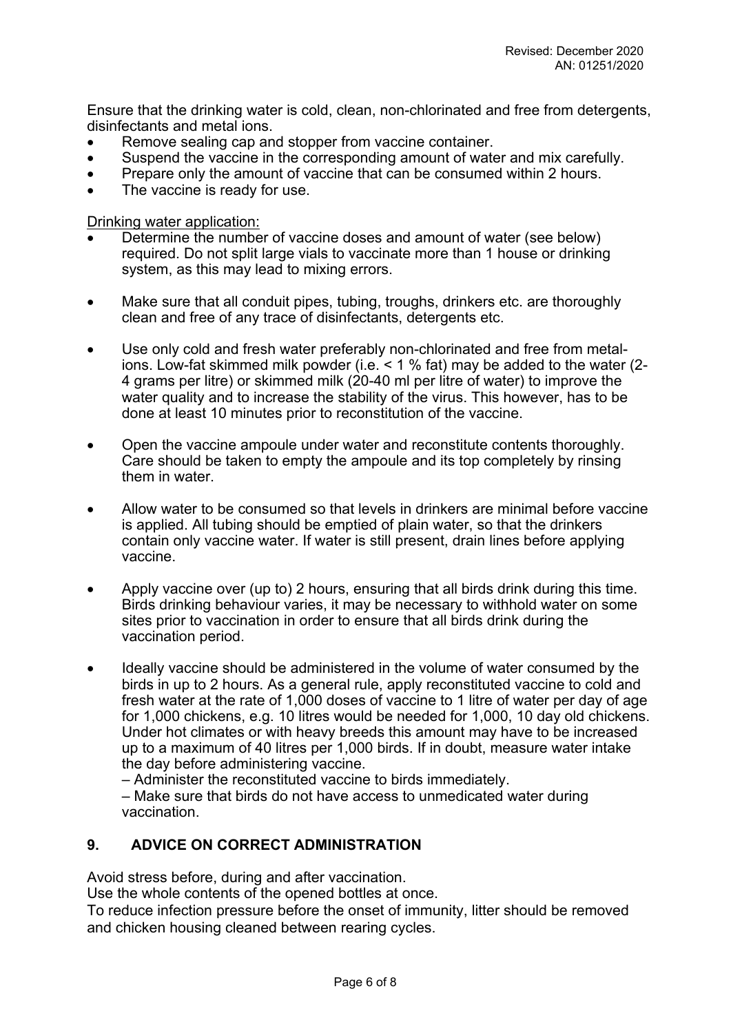Ensure that the drinking water is cold, clean, non-chlorinated and free from detergents, disinfectants and metal ions.

- Remove sealing cap and stopper from vaccine container.
- Suspend the vaccine in the corresponding amount of water and mix carefully.
- Prepare only the amount of vaccine that can be consumed within 2 hours.
- The vaccine is ready for use.

Drinking water application:

- Determine the number of vaccine doses and amount of water (see below) required. Do not split large vials to vaccinate more than 1 house or drinking system, as this may lead to mixing errors.

- Make sure that all conduit pipes, tubing, troughs, drinkers etc. are thoroughly clean and free of any trace of disinfectants, detergents etc.

- Use only cold and fresh water preferably non-chlorinated and free from metal-ions. Low-fat skimmed milk powder (i.e. < 1 % fat) may be added to the water (2-4 grams per litre) or skimmed milk (20-40 ml per litre of water) to improve the water quality and to increase the stability of the virus. This however, has to be done at least 10 minutes prior to reconstitution of the vaccine.

- Open the vaccine ampoule under water and reconstitute contents thoroughly. Care should be taken to empty the ampoule and its top completely by rinsing them in water.

- Allow water to be consumed so that levels in drinkers are minimal before vaccine is applied. All tubing should be emptied of plain water, so that the drinkers contain only vaccine water. If water is still present, drain lines before applying vaccine.

- Apply vaccine over (up to) 2 hours, ensuring that all birds drink during this time. Birds drinking behaviour varies, it may be necessary to withhold water on some sites prior to vaccination in order to ensure that all birds drink during the vaccination period.

- Ideally vaccine should be administered in the volume of water consumed by the birds in up to 2 hours. As a general rule, apply reconstituted vaccine to cold and fresh water at the rate of 1,000 doses of vaccine to 1 litre of water per day of age for 1,000 chickens, e.g. 10 litres would be needed for 1,000, 10 day old chickens. Under hot climates or with heavy breeds this amount may have to be increased up to a maximum of 40 litres per 1,000 birds. If in doubt, measure water intake the day before administering vaccine.
  – Administer the reconstituted vaccine to birds immediately.
  – Make sure that birds do not have access to unmedicated water during vaccination.

## 9. ADVICE ON CORRECT ADMINISTRATION

Avoid stress before, during and after vaccination.
Use the whole contents of the opened bottles at once.
To reduce infection pressure before the onset of immunity, litter should be removed and chicken housing cleaned between rearing cycles.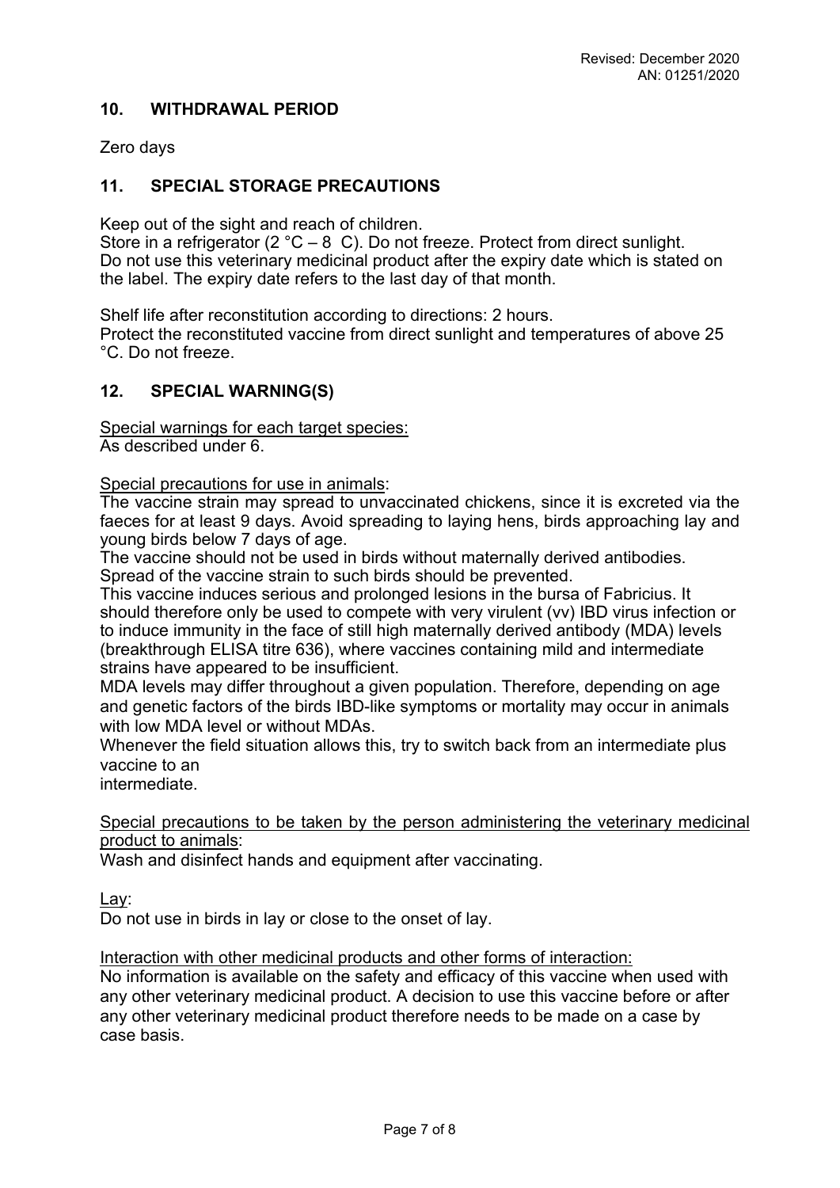## 10. WITHDRAWAL PERIOD

Zero days

## 11. SPECIAL STORAGE PRECAUTIONS

Keep out of the sight and reach of children.
Store in a refrigerator (2 °C – 8 C). Do not freeze. Protect from direct sunlight.
Do not use this veterinary medicinal product after the expiry date which is stated on the label. The expiry date refers to the last day of that month.

Shelf life after reconstitution according to directions: 2 hours.
Protect the reconstituted vaccine from direct sunlight and temperatures of above 25 °C. Do not freeze.

## 12. SPECIAL WARNING(S)

Special warnings for each target species:
As described under 6.

Special precautions for use in animals:
The vaccine strain may spread to unvaccinated chickens, since it is excreted via the faeces for at least 9 days. Avoid spreading to laying hens, birds approaching lay and young birds below 7 days of age.
The vaccine should not be used in birds without maternally derived antibodies. Spread of the vaccine strain to such birds should be prevented.
This vaccine induces serious and prolonged lesions in the bursa of Fabricius. It should therefore only be used to compete with very virulent (vv) IBD virus infection or to induce immunity in the face of still high maternally derived antibody (MDA) levels (breakthrough ELISA titre 636), where vaccines containing mild and intermediate strains have appeared to be insufficient.
MDA levels may differ throughout a given population. Therefore, depending on age and genetic factors of the birds IBD-like symptoms or mortality may occur in animals with low MDA level or without MDAs.
Whenever the field situation allows this, try to switch back from an intermediate plus vaccine to an
intermediate.

Special precautions to be taken by the person administering the veterinary medicinal product to animals:
Wash and disinfect hands and equipment after vaccinating.

Lay:
Do not use in birds in lay or close to the onset of lay.

Interaction with other medicinal products and other forms of interaction:
No information is available on the safety and efficacy of this vaccine when used with any other veterinary medicinal product. A decision to use this vaccine before or after any other veterinary medicinal product therefore needs to be made on a case by case basis.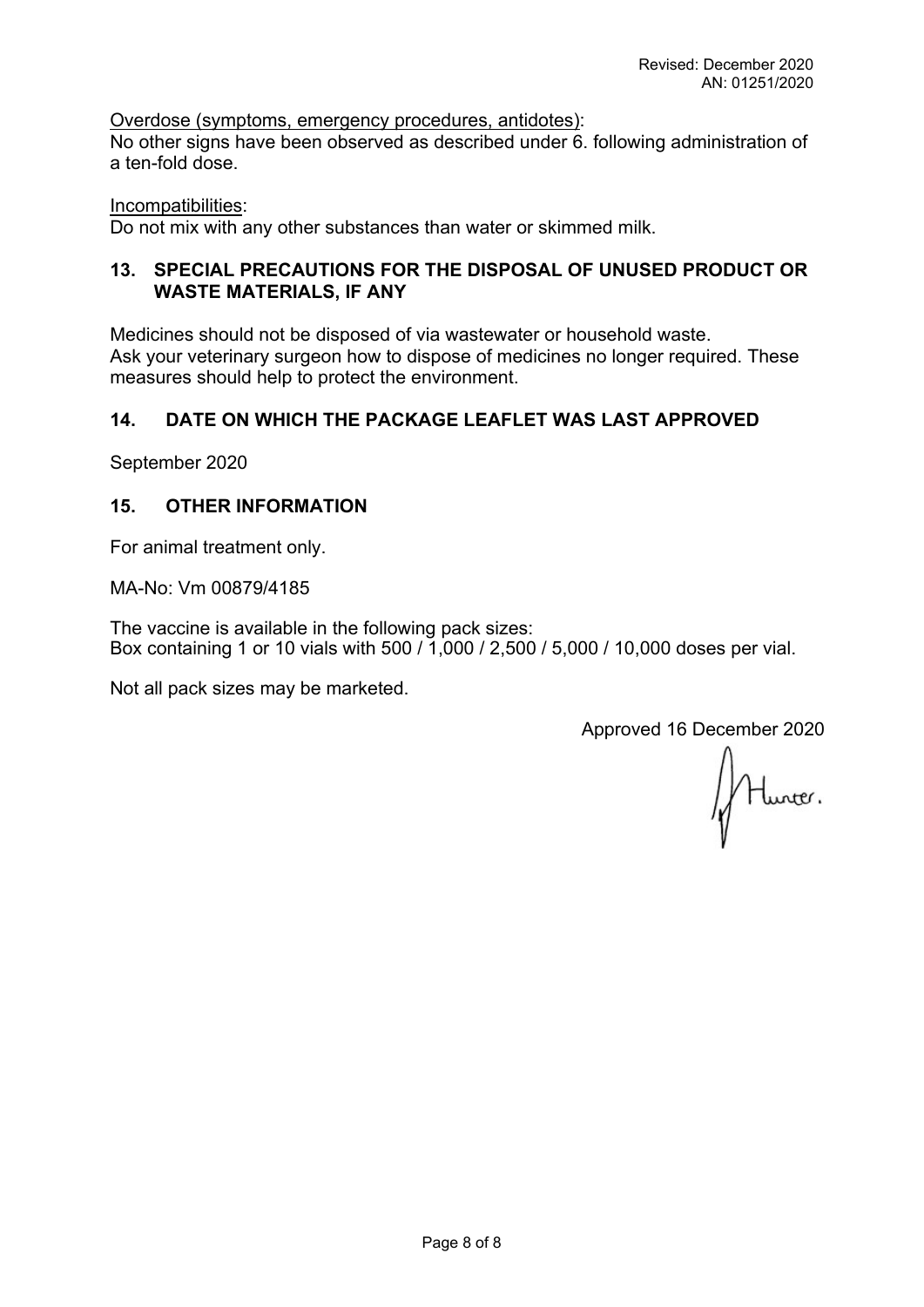Overdose (symptoms, emergency procedures, antidotes):
No other signs have been observed as described under 6. following administration of a ten-fold dose.

Incompatibilities:
Do not mix with any other substances than water or skimmed milk.

## 13. SPECIAL PRECAUTIONS FOR THE DISPOSAL OF UNUSED PRODUCT OR WASTE MATERIALS, IF ANY

Medicines should not be disposed of via wastewater or household waste.
Ask your veterinary surgeon how to dispose of medicines no longer required. These measures should help to protect the environment.

## 14. DATE ON WHICH THE PACKAGE LEAFLET WAS LAST APPROVED

September 2020

## 15. OTHER INFORMATION

For animal treatment only.

MA-No: Vm 00879/4185

The vaccine is available in the following pack sizes:
Box containing 1 or 10 vials with 500 / 1,000 / 2,500 / 5,000 / 10,000 doses per vial.

Not all pack sizes may be marketed.

Approved 16 December 2020

Hunter.